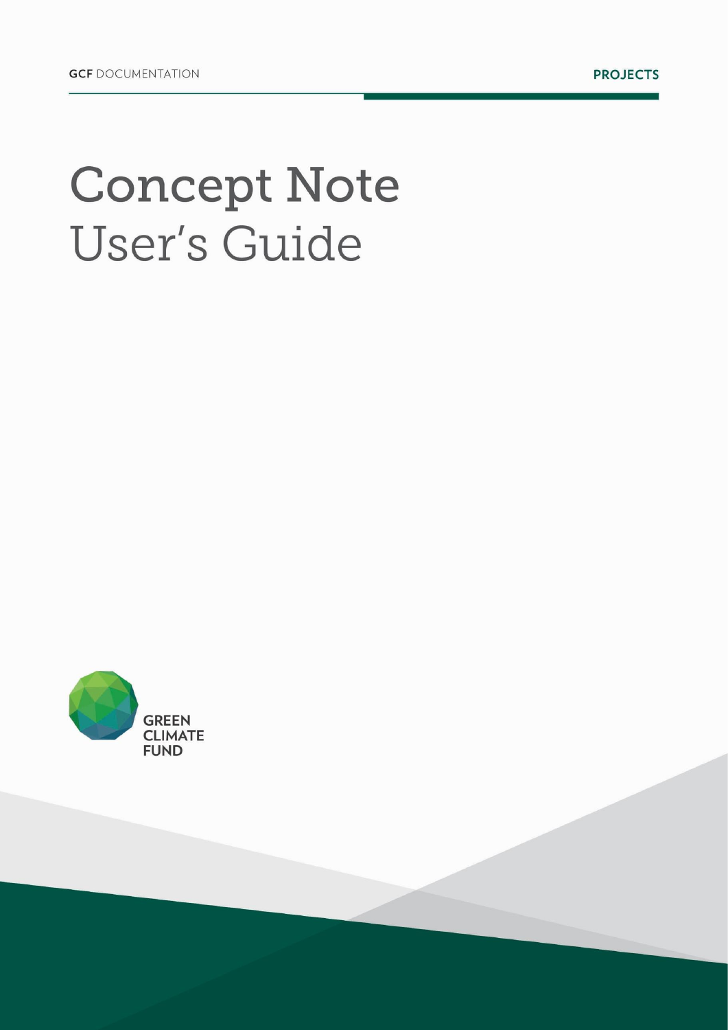GCF DOCUMENTATION

PROJECTS

# Concept Note User's Guide

GREEN CLIMATE FUND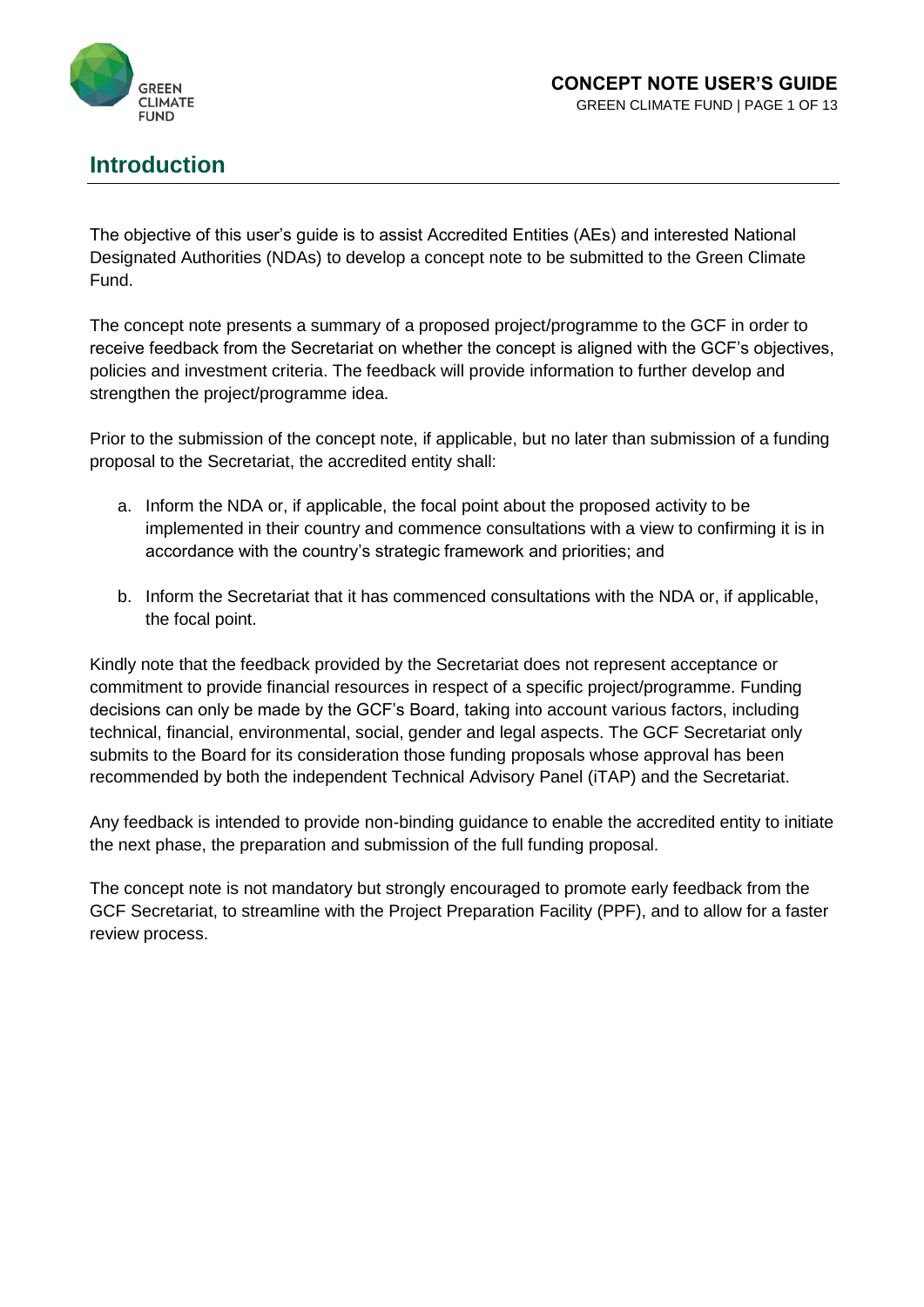# Introduction

The objective of this user's guide is to assist Accredited Entities (AEs) and interested National Designated Authorities (NDAs) to develop a concept note to be submitted to the Green Climate Fund.

The concept note presents a summary of a proposed project/programme to the GCF in order to receive feedback from the Secretariat on whether the concept is aligned with the GCF's objectives, policies and investment criteria. The feedback will provide information to further develop and strengthen the project/programme idea.

Prior to the submission of the concept note, if applicable, but no later than submission of a funding proposal to the Secretariat, the accredited entity shall:

a. Inform the NDA or, if applicable, the focal point about the proposed activity to be implemented in their country and commence consultations with a view to confirming it is in accordance with the country's strategic framework and priorities; and

b. Inform the Secretariat that it has commenced consultations with the NDA or, if applicable, the focal point.

Kindly note that the feedback provided by the Secretariat does not represent acceptance or commitment to provide financial resources in respect of a specific project/programme. Funding decisions can only be made by the GCF's Board, taking into account various factors, including technical, financial, environmental, social, gender and legal aspects. The GCF Secretariat only submits to the Board for its consideration those funding proposals whose approval has been recommended by both the independent Technical Advisory Panel (iTAP) and the Secretariat.

Any feedback is intended to provide non-binding guidance to enable the accredited entity to initiate the next phase, the preparation and submission of the full funding proposal.

The concept note is not mandatory but strongly encouraged to promote early feedback from the GCF Secretariat, to streamline with the Project Preparation Facility (PPF), and to allow for a faster review process.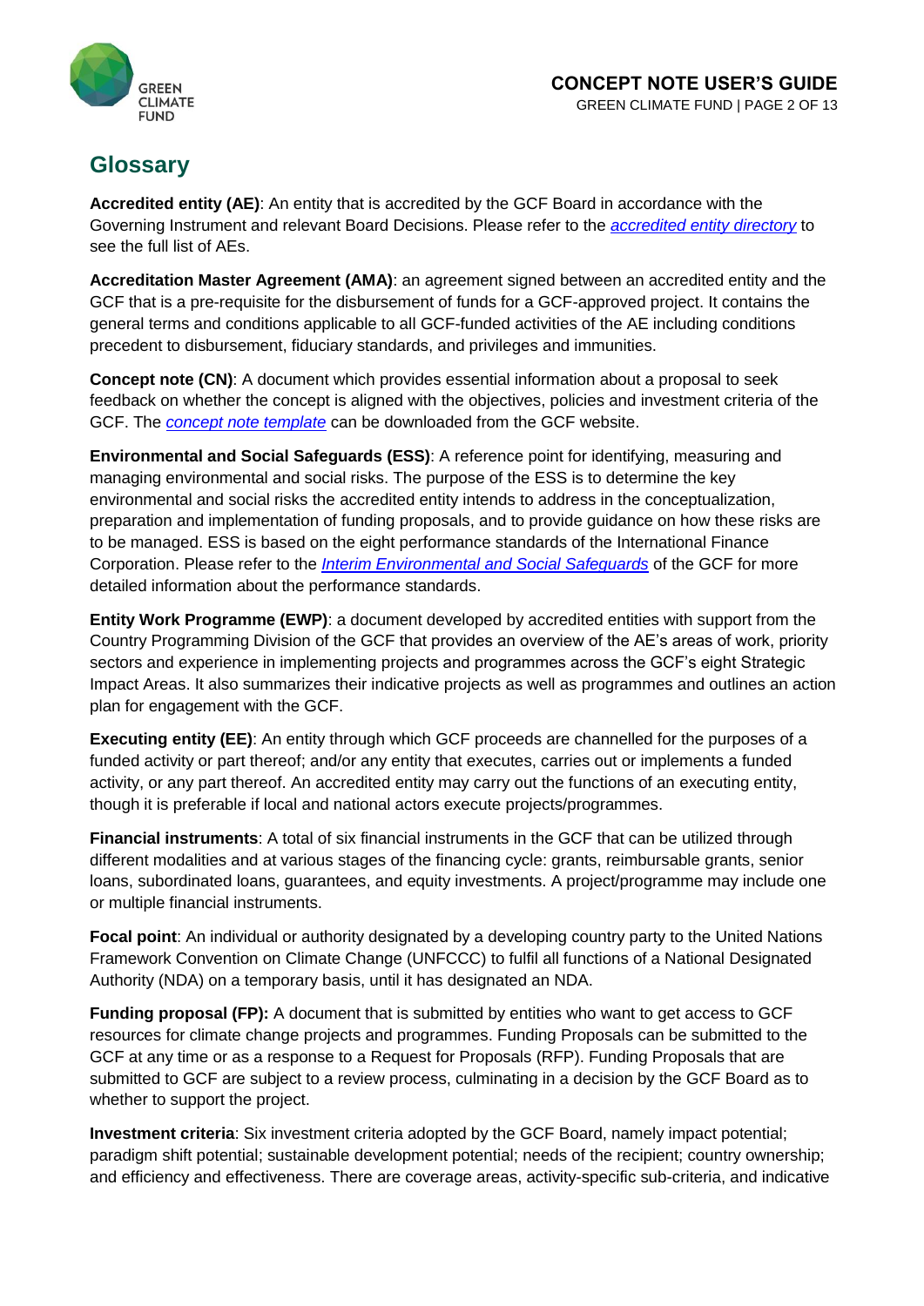# Glossary

**Accredited entity (AE)**: An entity that is accredited by the GCF Board in accordance with the Governing Instrument and relevant Board Decisions. Please refer to the *accredited entity directory* to see the full list of AEs.

**Accreditation Master Agreement (AMA)**: an agreement signed between an accredited entity and the GCF that is a pre-requisite for the disbursement of funds for a GCF-approved project. It contains the general terms and conditions applicable to all GCF-funded activities of the AE including conditions precedent to disbursement, fiduciary standards, and privileges and immunities.

**Concept note (CN)**: A document which provides essential information about a proposal to seek feedback on whether the concept is aligned with the objectives, policies and investment criteria of the GCF. The *concept note template* can be downloaded from the GCF website.

**Environmental and Social Safeguards (ESS)**: A reference point for identifying, measuring and managing environmental and social risks. The purpose of the ESS is to determine the key environmental and social risks the accredited entity intends to address in the conceptualization, preparation and implementation of funding proposals, and to provide guidance on how these risks are to be managed. ESS is based on the eight performance standards of the International Finance Corporation. Please refer to the *Interim Environmental and Social Safeguards* of the GCF for more detailed information about the performance standards.

**Entity Work Programme (EWP)**: a document developed by accredited entities with support from the Country Programming Division of the GCF that provides an overview of the AE's areas of work, priority sectors and experience in implementing projects and programmes across the GCF's eight Strategic Impact Areas. It also summarizes their indicative projects as well as programmes and outlines an action plan for engagement with the GCF.

**Executing entity (EE)**: An entity through which GCF proceeds are channelled for the purposes of a funded activity or part thereof; and/or any entity that executes, carries out or implements a funded activity, or any part thereof. An accredited entity may carry out the functions of an executing entity, though it is preferable if local and national actors execute projects/programmes.

**Financial instruments**: A total of six financial instruments in the GCF that can be utilized through different modalities and at various stages of the financing cycle: grants, reimbursable grants, senior loans, subordinated loans, guarantees, and equity investments. A project/programme may include one or multiple financial instruments.

**Focal point**: An individual or authority designated by a developing country party to the United Nations Framework Convention on Climate Change (UNFCCC) to fulfil all functions of a National Designated Authority (NDA) on a temporary basis, until it has designated an NDA.

**Funding proposal (FP):** A document that is submitted by entities who want to get access to GCF resources for climate change projects and programmes. Funding Proposals can be submitted to the GCF at any time or as a response to a Request for Proposals (RFP). Funding Proposals that are submitted to GCF are subject to a review process, culminating in a decision by the GCF Board as to whether to support the project.

**Investment criteria**: Six investment criteria adopted by the GCF Board, namely impact potential; paradigm shift potential; sustainable development potential; needs of the recipient; country ownership; and efficiency and effectiveness. There are coverage areas, activity-specific sub-criteria, and indicative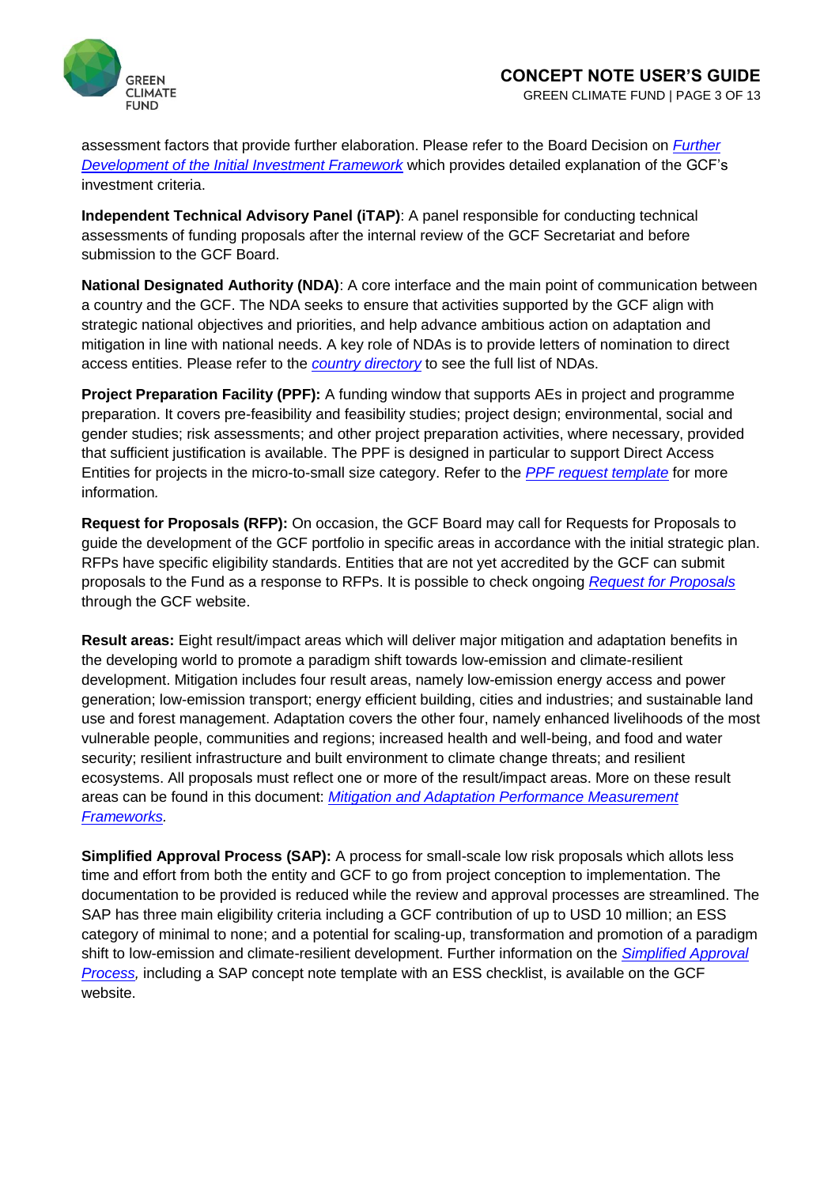assessment factors that provide further elaboration. Please refer to the Board Decision on *Further Development of the Initial Investment Framework* which provides detailed explanation of the GCF's investment criteria.

**Independent Technical Advisory Panel (iTAP)**: A panel responsible for conducting technical assessments of funding proposals after the internal review of the GCF Secretariat and before submission to the GCF Board.

**National Designated Authority (NDA)**: A core interface and the main point of communication between a country and the GCF. The NDA seeks to ensure that activities supported by the GCF align with strategic national objectives and priorities, and help advance ambitious action on adaptation and mitigation in line with national needs. A key role of NDAs is to provide letters of nomination to direct access entities. Please refer to the *country directory* to see the full list of NDAs.

**Project Preparation Facility (PPF):** A funding window that supports AEs in project and programme preparation. It covers pre-feasibility and feasibility studies; project design; environmental, social and gender studies; risk assessments; and other project preparation activities, where necessary, provided that sufficient justification is available. The PPF is designed in particular to support Direct Access Entities for projects in the micro-to-small size category. Refer to the *PPF request template* for more information.

**Request for Proposals (RFP):** On occasion, the GCF Board may call for Requests for Proposals to guide the development of the GCF portfolio in specific areas in accordance with the initial strategic plan. RFPs have specific eligibility standards. Entities that are not yet accredited by the GCF can submit proposals to the Fund as a response to RFPs. It is possible to check ongoing *Request for Proposals* through the GCF website.

**Result areas:** Eight result/impact areas which will deliver major mitigation and adaptation benefits in the developing world to promote a paradigm shift towards low-emission and climate-resilient development. Mitigation includes four result areas, namely low-emission energy access and power generation; low-emission transport; energy efficient building, cities and industries; and sustainable land use and forest management. Adaptation covers the other four, namely enhanced livelihoods of the most vulnerable people, communities and regions; increased health and well-being, and food and water security; resilient infrastructure and built environment to climate change threats; and resilient ecosystems. All proposals must reflect one or more of the result/impact areas. More on these result areas can be found in this document: *Mitigation and Adaptation Performance Measurement Frameworks.*

**Simplified Approval Process (SAP):** A process for small-scale low risk proposals which allots less time and effort from both the entity and GCF to go from project conception to implementation. The documentation to be provided is reduced while the review and approval processes are streamlined. The SAP has three main eligibility criteria including a GCF contribution of up to USD 10 million; an ESS category of minimal to none; and a potential for scaling-up, transformation and promotion of a paradigm shift to low-emission and climate-resilient development. Further information on the *Simplified Approval Process,* including a SAP concept note template with an ESS checklist, is available on the GCF website.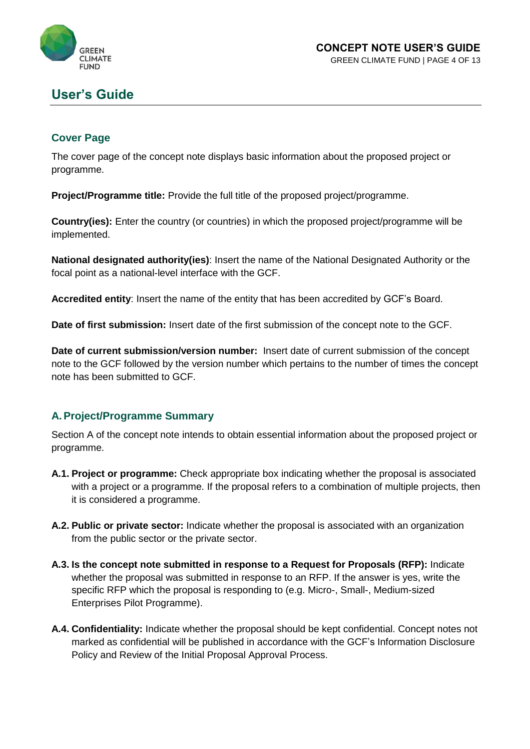## User's Guide

### Cover Page

The cover page of the concept note displays basic information about the proposed project or programme.

**Project/Programme title:** Provide the full title of the proposed project/programme.

**Country(ies):** Enter the country (or countries) in which the proposed project/programme will be implemented.

**National designated authority(ies)**: Insert the name of the National Designated Authority or the focal point as a national-level interface with the GCF.

**Accredited entity**: Insert the name of the entity that has been accredited by GCF's Board.

**Date of first submission:** Insert date of the first submission of the concept note to the GCF.

**Date of current submission/version number:** Insert date of current submission of the concept note to the GCF followed by the version number which pertains to the number of times the concept note has been submitted to GCF.

### A. Project/Programme Summary

Section A of the concept note intends to obtain essential information about the proposed project or programme.

**A.1. Project or programme:** Check appropriate box indicating whether the proposal is associated with a project or a programme. If the proposal refers to a combination of multiple projects, then it is considered a programme.

**A.2. Public or private sector:** Indicate whether the proposal is associated with an organization from the public sector or the private sector.

**A.3. Is the concept note submitted in response to a Request for Proposals (RFP):** Indicate whether the proposal was submitted in response to an RFP. If the answer is yes, write the specific RFP which the proposal is responding to (e.g. Micro-, Small-, Medium-sized Enterprises Pilot Programme).

**A.4. Confidentiality:** Indicate whether the proposal should be kept confidential. Concept notes not marked as confidential will be published in accordance with the GCF's Information Disclosure Policy and Review of the Initial Proposal Approval Process.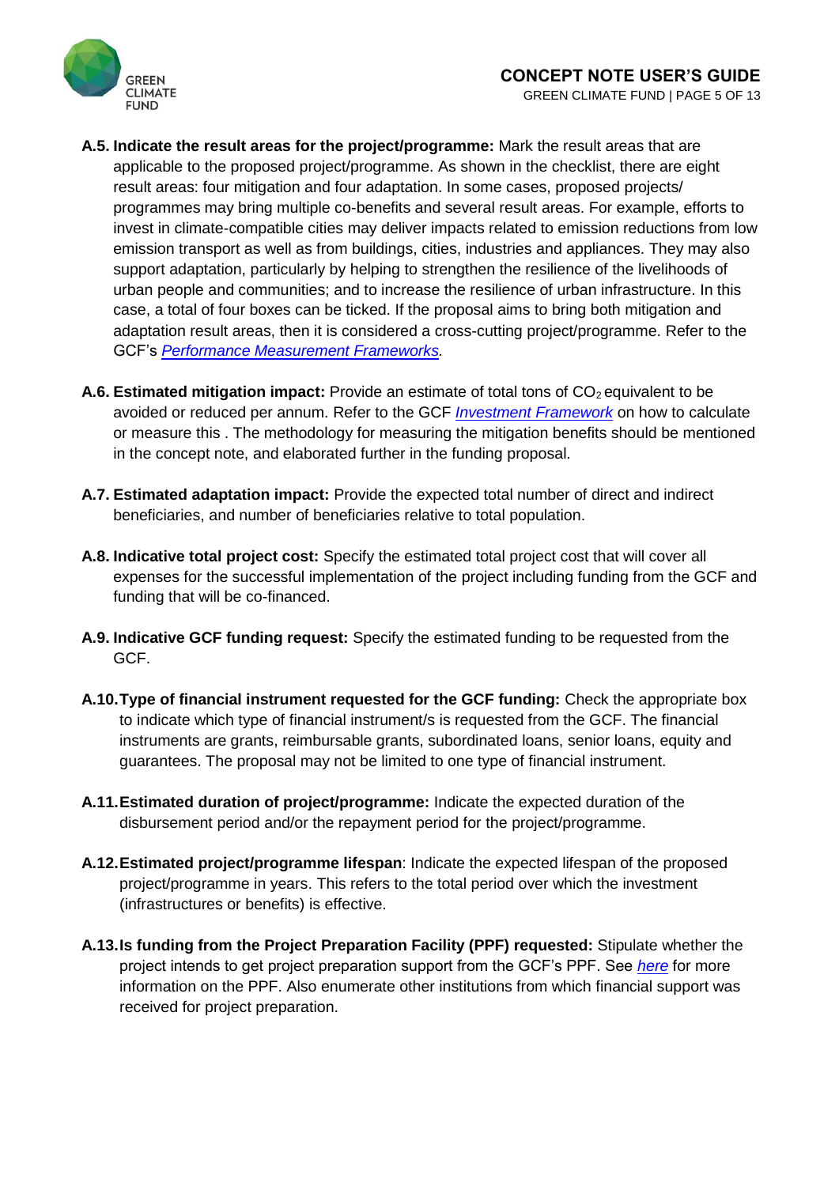**A.5. Indicate the result areas for the project/programme:** Mark the result areas that are applicable to the proposed project/programme. As shown in the checklist, there are eight result areas: four mitigation and four adaptation. In some cases, proposed projects/ programmes may bring multiple co-benefits and several result areas. For example, efforts to invest in climate-compatible cities may deliver impacts related to emission reductions from low emission transport as well as from buildings, cities, industries and appliances. They may also support adaptation, particularly by helping to strengthen the resilience of the livelihoods of urban people and communities; and to increase the resilience of urban infrastructure. In this case, a total of four boxes can be ticked. If the proposal aims to bring both mitigation and adaptation result areas, then it is considered a cross-cutting project/programme. Refer to the GCF's *Performance Measurement Frameworks.*

**A.6. Estimated mitigation impact:** Provide an estimate of total tons of $CO_2$ equivalent to be avoided or reduced per annum. Refer to the GCF *Investment Framework* on how to calculate or measure this . The methodology for measuring the mitigation benefits should be mentioned in the concept note, and elaborated further in the funding proposal.

**A.7. Estimated adaptation impact:** Provide the expected total number of direct and indirect beneficiaries, and number of beneficiaries relative to total population.

**A.8. Indicative total project cost:** Specify the estimated total project cost that will cover all expenses for the successful implementation of the project including funding from the GCF and funding that will be co-financed.

**A.9. Indicative GCF funding request:** Specify the estimated funding to be requested from the GCF.

**A.10. Type of financial instrument requested for the GCF funding:** Check the appropriate box to indicate which type of financial instrument/s is requested from the GCF. The financial instruments are grants, reimbursable grants, subordinated loans, senior loans, equity and guarantees. The proposal may not be limited to one type of financial instrument.

**A.11. Estimated duration of project/programme:** Indicate the expected duration of the disbursement period and/or the repayment period for the project/programme.

**A.12. Estimated project/programme lifespan**: Indicate the expected lifespan of the proposed project/programme in years. This refers to the total period over which the investment (infrastructures or benefits) is effective.

**A.13. Is funding from the Project Preparation Facility (PPF) requested:** Stipulate whether the project intends to get project preparation support from the GCF's PPF. See *here* for more information on the PPF. Also enumerate other institutions from which financial support was received for project preparation.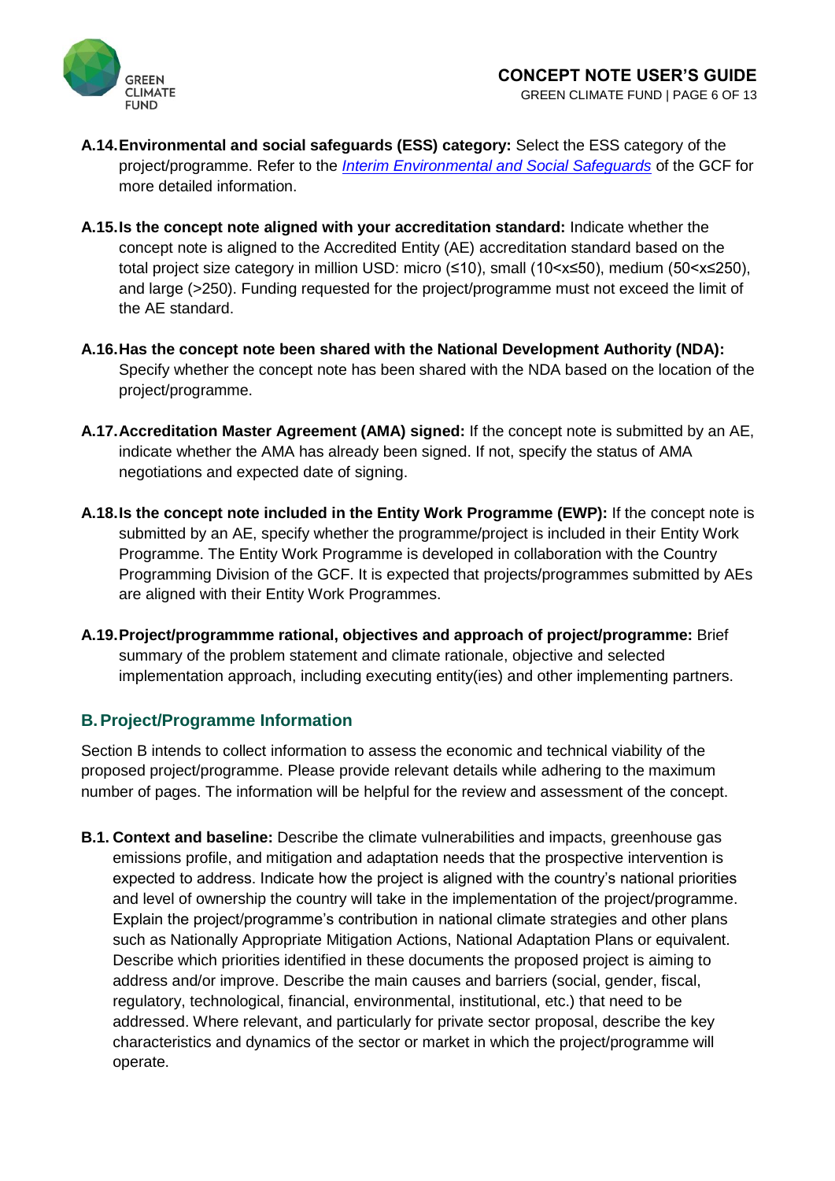**A.14. Environmental and social safeguards (ESS) category:** Select the ESS category of the project/programme. Refer to the *Interim Environmental and Social Safeguards* of the GCF for more detailed information.

**A.15. Is the concept note aligned with your accreditation standard:** Indicate whether the concept note is aligned to the Accredited Entity (AE) accreditation standard based on the total project size category in million USD: micro (≤10), small (10<x≤50), medium (50<x≤250), and large (>250). Funding requested for the project/programme must not exceed the limit of the AE standard.

**A.16. Has the concept note been shared with the National Development Authority (NDA):** Specify whether the concept note has been shared with the NDA based on the location of the project/programme.

**A.17. Accreditation Master Agreement (AMA) signed:** If the concept note is submitted by an AE, indicate whether the AMA has already been signed. If not, specify the status of AMA negotiations and expected date of signing.

**A.18. Is the concept note included in the Entity Work Programme (EWP):** If the concept note is submitted by an AE, specify whether the programme/project is included in their Entity Work Programme. The Entity Work Programme is developed in collaboration with the Country Programming Division of the GCF. It is expected that projects/programmes submitted by AEs are aligned with their Entity Work Programmes.

**A.19. Project/programmme rational, objectives and approach of project/programme:** Brief summary of the problem statement and climate rationale, objective and selected implementation approach, including executing entity(ies) and other implementing partners.

## B. Project/Programme Information

Section B intends to collect information to assess the economic and technical viability of the proposed project/programme. Please provide relevant details while adhering to the maximum number of pages. The information will be helpful for the review and assessment of the concept.

**B.1. Context and baseline:** Describe the climate vulnerabilities and impacts, greenhouse gas emissions profile, and mitigation and adaptation needs that the prospective intervention is expected to address. Indicate how the project is aligned with the country's national priorities and level of ownership the country will take in the implementation of the project/programme. Explain the project/programme's contribution in national climate strategies and other plans such as Nationally Appropriate Mitigation Actions, National Adaptation Plans or equivalent. Describe which priorities identified in these documents the proposed project is aiming to address and/or improve. Describe the main causes and barriers (social, gender, fiscal, regulatory, technological, financial, environmental, institutional, etc.) that need to be addressed. Where relevant, and particularly for private sector proposal, describe the key characteristics and dynamics of the sector or market in which the project/programme will operate.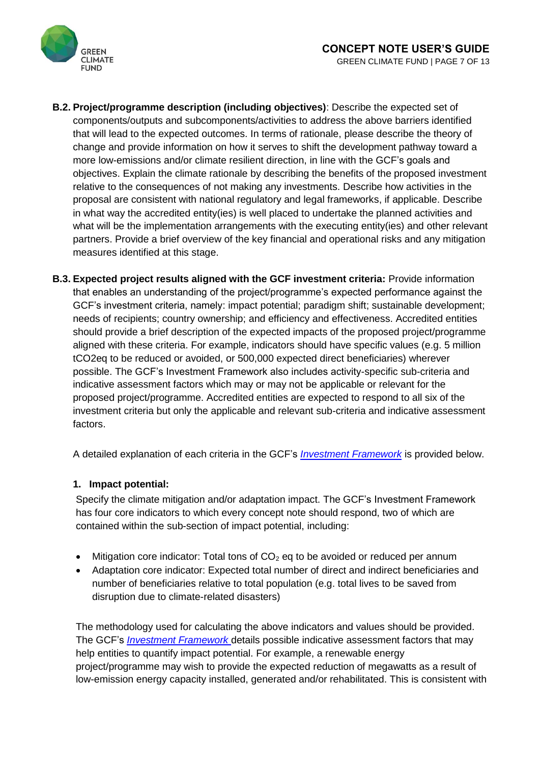**B.2. Project/programme description (including objectives)**: Describe the expected set of components/outputs and subcomponents/activities to address the above barriers identified that will lead to the expected outcomes. In terms of rationale, please describe the theory of change and provide information on how it serves to shift the development pathway toward a more low-emissions and/or climate resilient direction, in line with the GCF's goals and objectives. Explain the climate rationale by describing the benefits of the proposed investment relative to the consequences of not making any investments. Describe how activities in the proposal are consistent with national regulatory and legal frameworks, if applicable. Describe in what way the accredited entity(ies) is well placed to undertake the planned activities and what will be the implementation arrangements with the executing entity(ies) and other relevant partners. Provide a brief overview of the key financial and operational risks and any mitigation measures identified at this stage.

**B.3. Expected project results aligned with the GCF investment criteria:** Provide information that enables an understanding of the project/programme's expected performance against the GCF's investment criteria, namely: impact potential; paradigm shift; sustainable development; needs of recipients; country ownership; and efficiency and effectiveness. Accredited entities should provide a brief description of the expected impacts of the proposed project/programme aligned with these criteria. For example, indicators should have specific values (e.g. 5 million $tCO_2eq$ to be reduced or avoided, or 500,000 expected direct beneficiaries) wherever possible. The GCF's Investment Framework also includes activity-specific sub-criteria and indicative assessment factors which may or may not be applicable or relevant for the proposed project/programme. Accredited entities are expected to respond to all six of the investment criteria but only the applicable and relevant sub-criteria and indicative assessment factors.

A detailed explanation of each criteria in the GCF's *Investment Framework* is provided below.

**1. Impact potential:**

Specify the climate mitigation and/or adaptation impact. The GCF's Investment Framework has four core indicators to which every concept note should respond, two of which are contained within the sub-section of impact potential, including:

- Mitigation core indicator: Total tons of $CO_2$ eq to be avoided or reduced per annum
- Adaptation core indicator: Expected total number of direct and indirect beneficiaries and number of beneficiaries relative to total population (e.g. total lives to be saved from disruption due to climate-related disasters)

The methodology used for calculating the above indicators and values should be provided. The GCF's *Investment Framework* details possible indicative assessment factors that may help entities to quantify impact potential. For example, a renewable energy project/programme may wish to provide the expected reduction of megawatts as a result of low-emission energy capacity installed, generated and/or rehabilitated. This is consistent with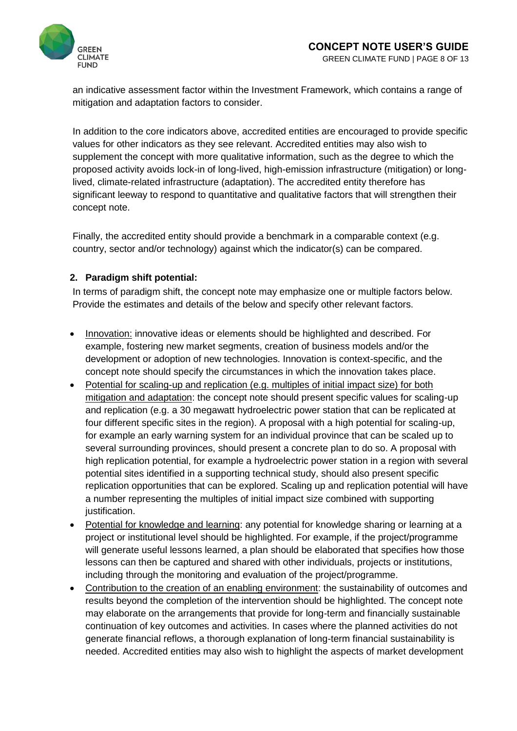an indicative assessment factor within the Investment Framework, which contains a range of mitigation and adaptation factors to consider.

In addition to the core indicators above, accredited entities are encouraged to provide specific values for other indicators as they see relevant. Accredited entities may also wish to supplement the concept with more qualitative information, such as the degree to which the proposed activity avoids lock-in of long-lived, high-emission infrastructure (mitigation) or long-lived, climate-related infrastructure (adaptation). The accredited entity therefore has significant leeway to respond to quantitative and qualitative factors that will strengthen their concept note.

Finally, the accredited entity should provide a benchmark in a comparable context (e.g. country, sector and/or technology) against which the indicator(s) can be compared.

**2. Paradigm shift potential:**

In terms of paradigm shift, the concept note may emphasize one or multiple factors below. Provide the estimates and details of the below and specify other relevant factors.

- Innovation: innovative ideas or elements should be highlighted and described. For example, fostering new market segments, creation of business models and/or the development or adoption of new technologies. Innovation is context-specific, and the concept note should specify the circumstances in which the innovation takes place.
- Potential for scaling-up and replication (e.g. multiples of initial impact size) for both mitigation and adaptation: the concept note should present specific values for scaling-up and replication (e.g. a 30 megawatt hydroelectric power station that can be replicated at four different specific sites in the region). A proposal with a high potential for scaling-up, for example an early warning system for an individual province that can be scaled up to several surrounding provinces, should present a concrete plan to do so. A proposal with high replication potential, for example a hydroelectric power station in a region with several potential sites identified in a supporting technical study, should also present specific replication opportunities that can be explored. Scaling up and replication potential will have a number representing the multiples of initial impact size combined with supporting justification.
- Potential for knowledge and learning: any potential for knowledge sharing or learning at a project or institutional level should be highlighted. For example, if the project/programme will generate useful lessons learned, a plan should be elaborated that specifies how those lessons can then be captured and shared with other individuals, projects or institutions, including through the monitoring and evaluation of the project/programme.
- Contribution to the creation of an enabling environment: the sustainability of outcomes and results beyond the completion of the intervention should be highlighted. The concept note may elaborate on the arrangements that provide for long-term and financially sustainable continuation of key outcomes and activities. In cases where the planned activities do not generate financial reflows, a thorough explanation of long-term financial sustainability is needed. Accredited entities may also wish to highlight the aspects of market development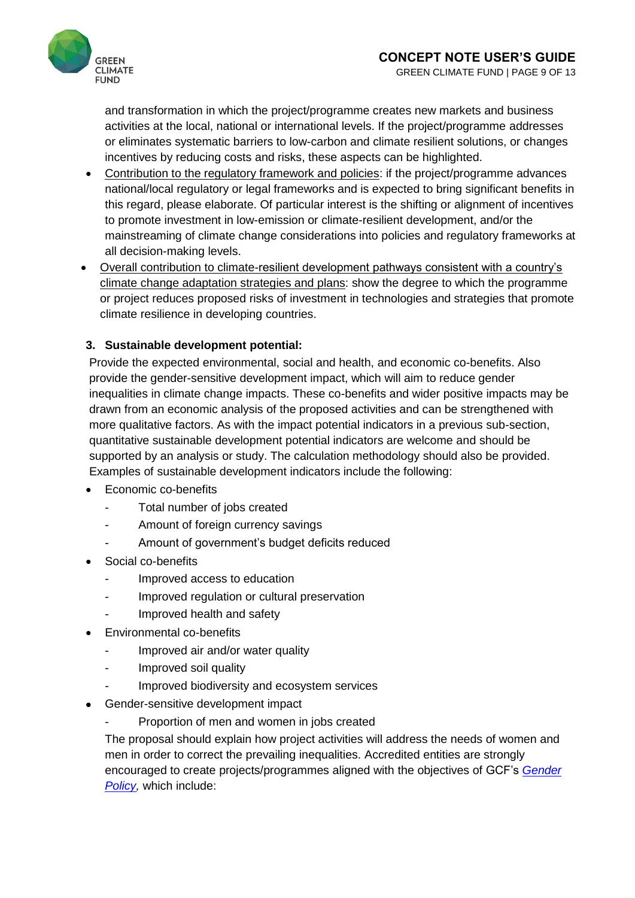and transformation in which the project/programme creates new markets and business activities at the local, national or international levels. If the project/programme addresses or eliminates systematic barriers to low-carbon and climate resilient solutions, or changes incentives by reducing costs and risks, these aspects can be highlighted.

- Contribution to the regulatory framework and policies: if the project/programme advances national/local regulatory or legal frameworks and is expected to bring significant benefits in this regard, please elaborate. Of particular interest is the shifting or alignment of incentives to promote investment in low-emission or climate-resilient development, and/or the mainstreaming of climate change considerations into policies and regulatory frameworks at all decision-making levels.
- Overall contribution to climate-resilient development pathways consistent with a country's climate change adaptation strategies and plans: show the degree to which the programme or project reduces proposed risks of investment in technologies and strategies that promote climate resilience in developing countries.

**3. Sustainable development potential:**

Provide the expected environmental, social and health, and economic co-benefits. Also provide the gender-sensitive development impact, which will aim to reduce gender inequalities in climate change impacts. These co-benefits and wider positive impacts may be drawn from an economic analysis of the proposed activities and can be strengthened with more qualitative factors. As with the impact potential indicators in a previous sub-section, quantitative sustainable development potential indicators are welcome and should be supported by an analysis or study. The calculation methodology should also be provided. Examples of sustainable development indicators include the following:

- Economic co-benefits
  - Total number of jobs created
  - Amount of foreign currency savings
  - Amount of government's budget deficits reduced
- Social co-benefits
  - Improved access to education
  - Improved regulation or cultural preservation
  - Improved health and safety
- Environmental co-benefits
  - Improved air and/or water quality
  - Improved soil quality
  - Improved biodiversity and ecosystem services
- Gender-sensitive development impact
  - Proportion of men and women in jobs created

  The proposal should explain how project activities will address the needs of women and men in order to correct the prevailing inequalities. Accredited entities are strongly encouraged to create projects/programmes aligned with the objectives of GCF's *Gender Policy*, which include: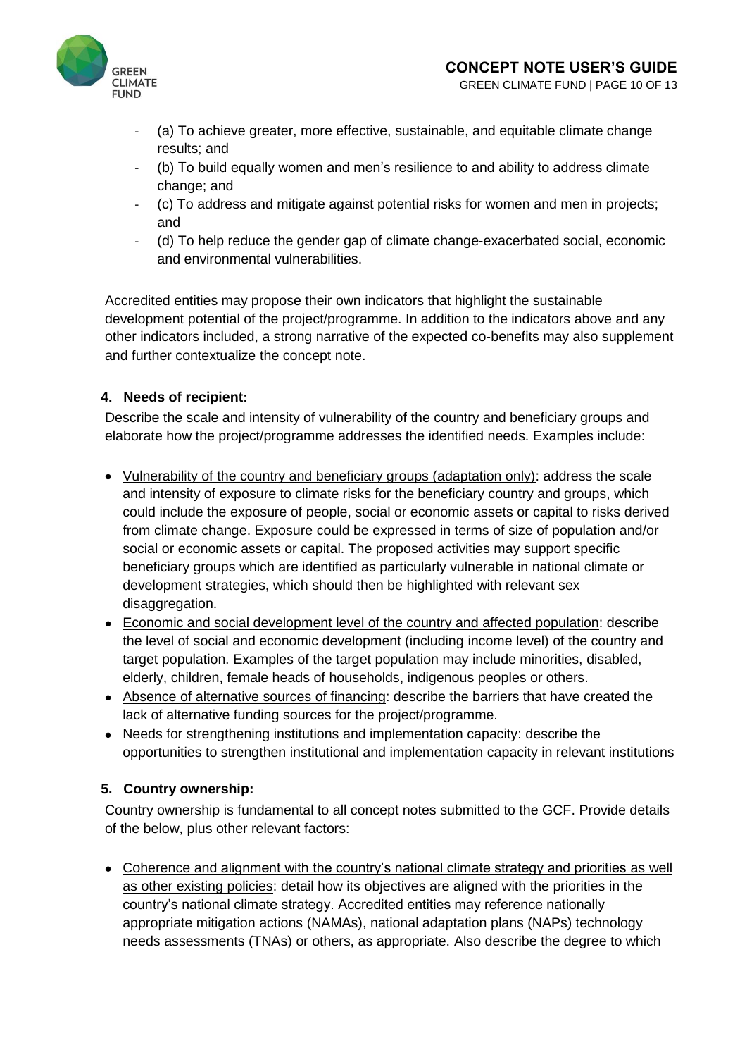- (a) To achieve greater, more effective, sustainable, and equitable climate change results; and
- (b) To build equally women and men's resilience to and ability to address climate change; and
- (c) To address and mitigate against potential risks for women and men in projects; and
- (d) To help reduce the gender gap of climate change-exacerbated social, economic and environmental vulnerabilities.

Accredited entities may propose their own indicators that highlight the sustainable development potential of the project/programme. In addition to the indicators above and any other indicators included, a strong narrative of the expected co-benefits may also supplement and further contextualize the concept note.

**4. Needs of recipient:**

Describe the scale and intensity of vulnerability of the country and beneficiary groups and elaborate how the project/programme addresses the identified needs. Examples include:

- Vulnerability of the country and beneficiary groups (adaptation only): address the scale and intensity of exposure to climate risks for the beneficiary country and groups, which could include the exposure of people, social or economic assets or capital to risks derived from climate change. Exposure could be expressed in terms of size of population and/or social or economic assets or capital. The proposed activities may support specific beneficiary groups which are identified as particularly vulnerable in national climate or development strategies, which should then be highlighted with relevant sex disaggregation.
- Economic and social development level of the country and affected population: describe the level of social and economic development (including income level) of the country and target population. Examples of the target population may include minorities, disabled, elderly, children, female heads of households, indigenous peoples or others.
- Absence of alternative sources of financing: describe the barriers that have created the lack of alternative funding sources for the project/programme.
- Needs for strengthening institutions and implementation capacity: describe the opportunities to strengthen institutional and implementation capacity in relevant institutions

**5. Country ownership:**

Country ownership is fundamental to all concept notes submitted to the GCF. Provide details of the below, plus other relevant factors:

- Coherence and alignment with the country's national climate strategy and priorities as well as other existing policies: detail how its objectives are aligned with the priorities in the country's national climate strategy. Accredited entities may reference nationally appropriate mitigation actions (NAMAs), national adaptation plans (NAPs) technology needs assessments (TNAs) or others, as appropriate. Also describe the degree to which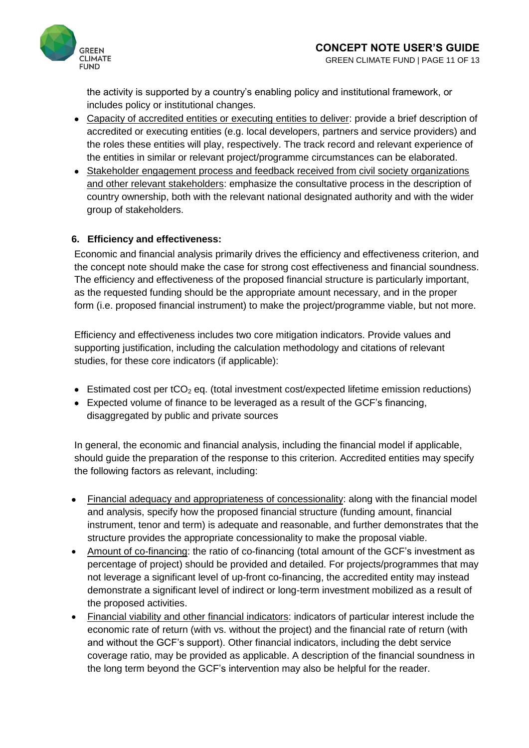the activity is supported by a country's enabling policy and institutional framework, or includes policy or institutional changes.

- Capacity of accredited entities or executing entities to deliver: provide a brief description of accredited or executing entities (e.g. local developers, partners and service providers) and the roles these entities will play, respectively. The track record and relevant experience of the entities in similar or relevant project/programme circumstances can be elaborated.
- Stakeholder engagement process and feedback received from civil society organizations and other relevant stakeholders: emphasize the consultative process in the description of country ownership, both with the relevant national designated authority and with the wider group of stakeholders.

### 6. Efficiency and effectiveness:

Economic and financial analysis primarily drives the efficiency and effectiveness criterion, and the concept note should make the case for strong cost effectiveness and financial soundness. The efficiency and effectiveness of the proposed financial structure is particularly important, as the requested funding should be the appropriate amount necessary, and in the proper form (i.e. proposed financial instrument) to make the project/programme viable, but not more.

Efficiency and effectiveness includes two core mitigation indicators. Provide values and supporting justification, including the calculation methodology and citations of relevant studies, for these core indicators (if applicable):

- Estimated cost per t$CO_2$ eq. (total investment cost/expected lifetime emission reductions)
- Expected volume of finance to be leveraged as a result of the GCF's financing, disaggregated by public and private sources

In general, the economic and financial analysis, including the financial model if applicable, should guide the preparation of the response to this criterion. Accredited entities may specify the following factors as relevant, including:

- Financial adequacy and appropriateness of concessionality: along with the financial model and analysis, specify how the proposed financial structure (funding amount, financial instrument, tenor and term) is adequate and reasonable, and further demonstrates that the structure provides the appropriate concessionality to make the proposal viable.
- Amount of co-financing: the ratio of co-financing (total amount of the GCF's investment as percentage of project) should be provided and detailed. For projects/programmes that may not leverage a significant level of up-front co-financing, the accredited entity may instead demonstrate a significant level of indirect or long-term investment mobilized as a result of the proposed activities.
- Financial viability and other financial indicators: indicators of particular interest include the economic rate of return (with vs. without the project) and the financial rate of return (with and without the GCF's support). Other financial indicators, including the debt service coverage ratio, may be provided as applicable. A description of the financial soundness in the long term beyond the GCF's intervention may also be helpful for the reader.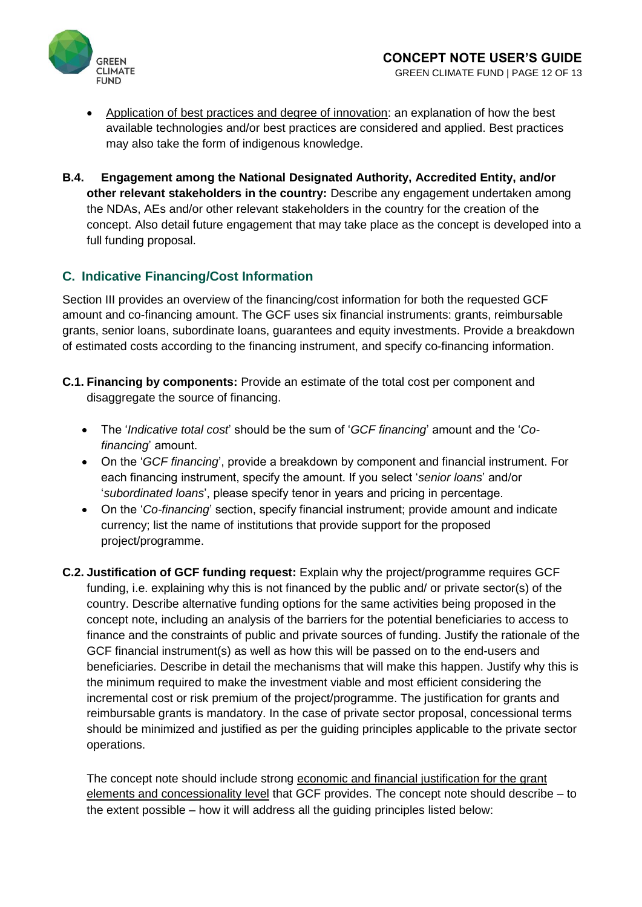- Application of best practices and degree of innovation: an explanation of how the best available technologies and/or best practices are considered and applied. Best practices may also take the form of indigenous knowledge.

**B.4. Engagement among the National Designated Authority, Accredited Entity, and/or other relevant stakeholders in the country:** Describe any engagement undertaken among the NDAs, AEs and/or other relevant stakeholders in the country for the creation of the concept. Also detail future engagement that may take place as the concept is developed into a full funding proposal.

## C. Indicative Financing/Cost Information

Section III provides an overview of the financing/cost information for both the requested GCF amount and co-financing amount. The GCF uses six financial instruments: grants, reimbursable grants, senior loans, subordinate loans, guarantees and equity investments. Provide a breakdown of estimated costs according to the financing instrument, and specify co-financing information.

**C.1. Financing by components:** Provide an estimate of the total cost per component and disaggregate the source of financing.

- The '*Indicative total cost*' should be the sum of '*GCF financing*' amount and the '*Co-financing*' amount.
- On the '*GCF financing*', provide a breakdown by component and financial instrument. For each financing instrument, specify the amount. If you select '*senior loans*' and/or '*subordinated loans*', please specify tenor in years and pricing in percentage.
- On the '*Co-financing*' section, specify financial instrument; provide amount and indicate currency; list the name of institutions that provide support for the proposed project/programme.

**C.2. Justification of GCF funding request:** Explain why the project/programme requires GCF funding, i.e. explaining why this is not financed by the public and/ or private sector(s) of the country. Describe alternative funding options for the same activities being proposed in the concept note, including an analysis of the barriers for the potential beneficiaries to access to finance and the constraints of public and private sources of funding. Justify the rationale of the GCF financial instrument(s) as well as how this will be passed on to the end-users and beneficiaries. Describe in detail the mechanisms that will make this happen. Justify why this is the minimum required to make the investment viable and most efficient considering the incremental cost or risk premium of the project/programme. The justification for grants and reimbursable grants is mandatory. In the case of private sector proposal, concessional terms should be minimized and justified as per the guiding principles applicable to the private sector operations.

The concept note should include strong economic and financial justification for the grant elements and concessionality level that GCF provides. The concept note should describe – to the extent possible – how it will address all the guiding principles listed below: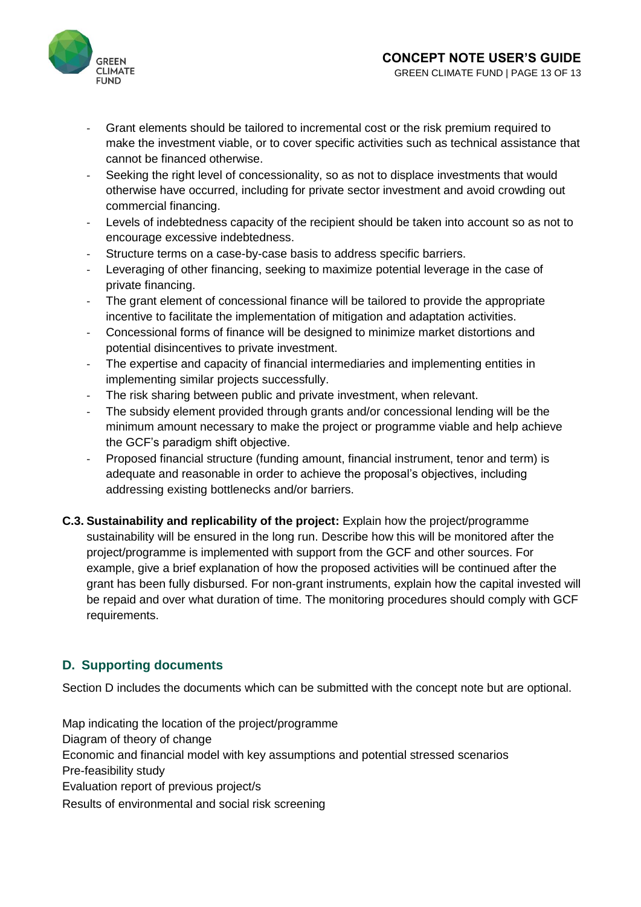- Grant elements should be tailored to incremental cost or the risk premium required to make the investment viable, or to cover specific activities such as technical assistance that cannot be financed otherwise.
- Seeking the right level of concessionality, so as not to displace investments that would otherwise have occurred, including for private sector investment and avoid crowding out commercial financing.
- Levels of indebtedness capacity of the recipient should be taken into account so as not to encourage excessive indebtedness.
- Structure terms on a case-by-case basis to address specific barriers.
- Leveraging of other financing, seeking to maximize potential leverage in the case of private financing.
- The grant element of concessional finance will be tailored to provide the appropriate incentive to facilitate the implementation of mitigation and adaptation activities.
- Concessional forms of finance will be designed to minimize market distortions and potential disincentives to private investment.
- The expertise and capacity of financial intermediaries and implementing entities in implementing similar projects successfully.
- The risk sharing between public and private investment, when relevant.
- The subsidy element provided through grants and/or concessional lending will be the minimum amount necessary to make the project or programme viable and help achieve the GCF's paradigm shift objective.
- Proposed financial structure (funding amount, financial instrument, tenor and term) is adequate and reasonable in order to achieve the proposal's objectives, including addressing existing bottlenecks and/or barriers.

**C.3. Sustainability and replicability of the project:** Explain how the project/programme sustainability will be ensured in the long run. Describe how this will be monitored after the project/programme is implemented with support from the GCF and other sources. For example, give a brief explanation of how the proposed activities will be continued after the grant has been fully disbursed. For non-grant instruments, explain how the capital invested will be repaid and over what duration of time. The monitoring procedures should comply with GCF requirements.

## D. Supporting documents

Section D includes the documents which can be submitted with the concept note but are optional.

Map indicating the location of the project/programme
Diagram of theory of change
Economic and financial model with key assumptions and potential stressed scenarios
Pre-feasibility study
Evaluation report of previous project/s
Results of environmental and social risk screening